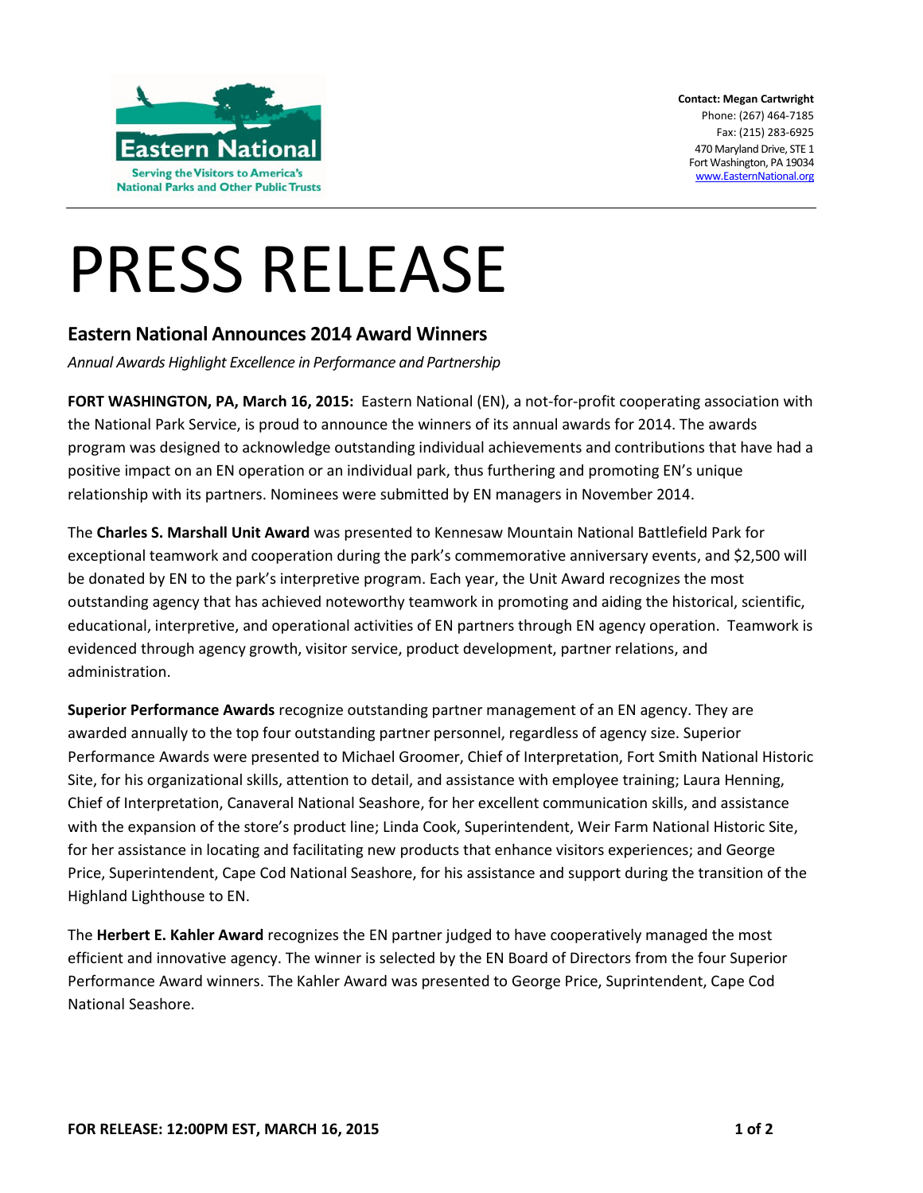Eastern National

Serving the Visitors to America's National Parks and Other Public Trusts

**Contact: Megan Cartwright**
Phone: (267) 464-7185
Fax: (215) 283-6925
470 Maryland Drive, STE 1
Fort Washington, PA 19034
www.EasternNational.org

# PRESS RELEASE

## Eastern National Announces 2014 Award Winners

*Annual Awards Highlight Excellence in Performance and Partnership*

**FORT WASHINGTON, PA, March 16, 2015:** Eastern National (EN), a not-for-profit cooperating association with the National Park Service, is proud to announce the winners of its annual awards for 2014. The awards program was designed to acknowledge outstanding individual achievements and contributions that have had a positive impact on an EN operation or an individual park, thus furthering and promoting EN's unique relationship with its partners. Nominees were submitted by EN managers in November 2014.

The **Charles S. Marshall Unit Award** was presented to Kennesaw Mountain National Battlefield Park for exceptional teamwork and cooperation during the park's commemorative anniversary events, and $2,500 will be donated by EN to the park's interpretive program. Each year, the Unit Award recognizes the most outstanding agency that has achieved noteworthy teamwork in promoting and aiding the historical, scientific, educational, interpretive, and operational activities of EN partners through EN agency operation. Teamwork is evidenced through agency growth, visitor service, product development, partner relations, and administration.

**Superior Performance Awards** recognize outstanding partner management of an EN agency. They are awarded annually to the top four outstanding partner personnel, regardless of agency size. Superior Performance Awards were presented to Michael Groomer, Chief of Interpretation, Fort Smith National Historic Site, for his organizational skills, attention to detail, and assistance with employee training; Laura Henning, Chief of Interpretation, Canaveral National Seashore, for her excellent communication skills, and assistance with the expansion of the store's product line; Linda Cook, Superintendent, Weir Farm National Historic Site, for her assistance in locating and facilitating new products that enhance visitors experiences; and George Price, Superintendent, Cape Cod National Seashore, for his assistance and support during the transition of the Highland Lighthouse to EN.

The **Herbert E. Kahler Award** recognizes the EN partner judged to have cooperatively managed the most efficient and innovative agency. The winner is selected by the EN Board of Directors from the four Superior Performance Award winners. The Kahler Award was presented to George Price, Suprintendent, Cape Cod National Seashore.

**FOR RELEASE: 12:00PM EST, MARCH 16, 2015**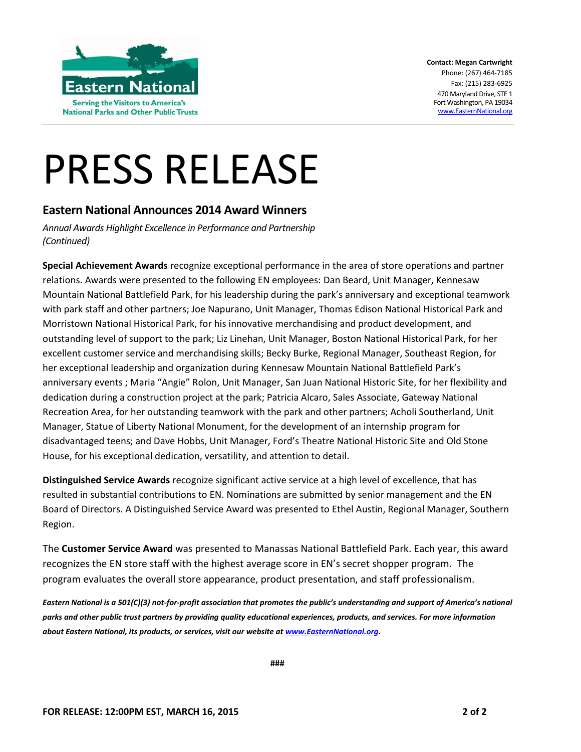Contact: Megan Cartwright
Phone: (267) 464-7185
Fax: (215) 283-6925
470 Maryland Drive, STE 1
Fort Washington, PA 19034
www.EasternNational.org

# PRESS RELEASE

## Eastern National Announces 2014 Award Winners

*Annual Awards Highlight Excellence in Performance and Partnership*
*(Continued)*

**Special Achievement Awards** recognize exceptional performance in the area of store operations and partner relations. Awards were presented to the following EN employees: Dan Beard, Unit Manager, Kennesaw Mountain National Battlefield Park, for his leadership during the park's anniversary and exceptional teamwork with park staff and other partners; Joe Napurano, Unit Manager, Thomas Edison National Historical Park and Morristown National Historical Park, for his innovative merchandising and product development, and outstanding level of support to the park; Liz Linehan, Unit Manager, Boston National Historical Park, for her excellent customer service and merchandising skills; Becky Burke, Regional Manager, Southeast Region, for her exceptional leadership and organization during Kennesaw Mountain National Battlefield Park's anniversary events ; Maria "Angie" Rolon, Unit Manager, San Juan National Historic Site, for her flexibility and dedication during a construction project at the park; Patricia Alcaro, Sales Associate, Gateway National Recreation Area, for her outstanding teamwork with the park and other partners; Acholi Southerland, Unit Manager, Statue of Liberty National Monument, for the development of an internship program for disadvantaged teens; and Dave Hobbs, Unit Manager, Ford's Theatre National Historic Site and Old Stone House, for his exceptional dedication, versatility, and attention to detail.

**Distinguished Service Awards** recognize significant active service at a high level of excellence, that has resulted in substantial contributions to EN. Nominations are submitted by senior management and the EN Board of Directors. A Distinguished Service Award was presented to Ethel Austin, Regional Manager, Southern Region.

The **Customer Service Award** was presented to Manassas National Battlefield Park. Each year, this award recognizes the EN store staff with the highest average score in EN's secret shopper program. The program evaluates the overall store appearance, product presentation, and staff professionalism.

***Eastern National is a 501(C)(3) not-for-profit association that promotes the public's understanding and support of America's national parks and other public trust partners by providing quality educational experiences, products, and services. For more information about Eastern National, its products, or services, visit our website at www.EasternNational.org.***

###

**FOR RELEASE: 12:00PM EST, MARCH 16, 2015**